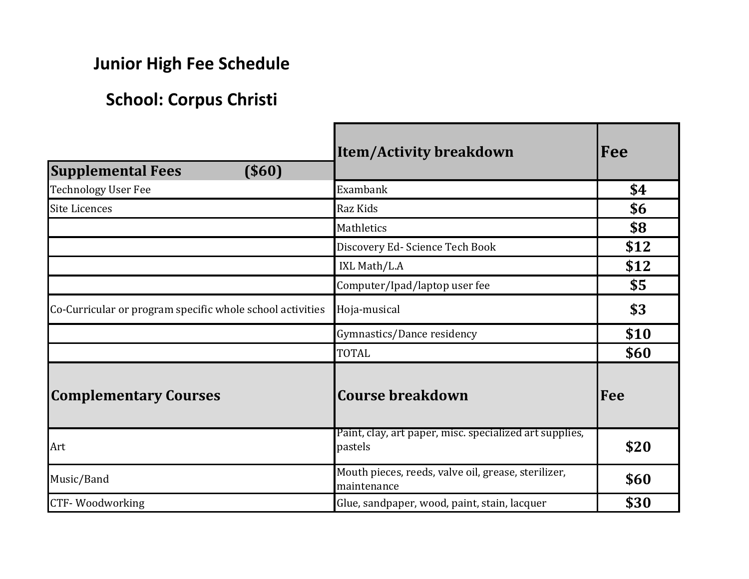# Junior High Fee Schedule

## School: Corpus Christi

| Supplemental Fees ($60) | Item/Activity breakdown | Fee |
|---|---|---|
| Technology User Fee | Exambank | $4 |
| Site Licences | Raz Kids | $6 |
| | Mathletics | $8 |
| | Discovery Ed- Science Tech Book | $12 |
| | IXL Math/L.A | $12 |
| | Computer/Ipad/laptop user fee | $5 |
| Co-Curricular or program specific whole school activities | Hoja-musical | $3 |
| | Gymnastics/Dance residency | $10 |
| | TOTAL | $60 |
| **Complementary Courses** | **Course breakdown** | **Fee** |
| Art | Paint, clay, art paper, misc. specialized art supplies, pastels | $20 |
| Music/Band | Mouth pieces, reeds, valve oil, grease, sterilizer, maintenance | $60 |
| CTF- Woodworking | Glue, sandpaper, wood, paint, stain, lacquer | $30 |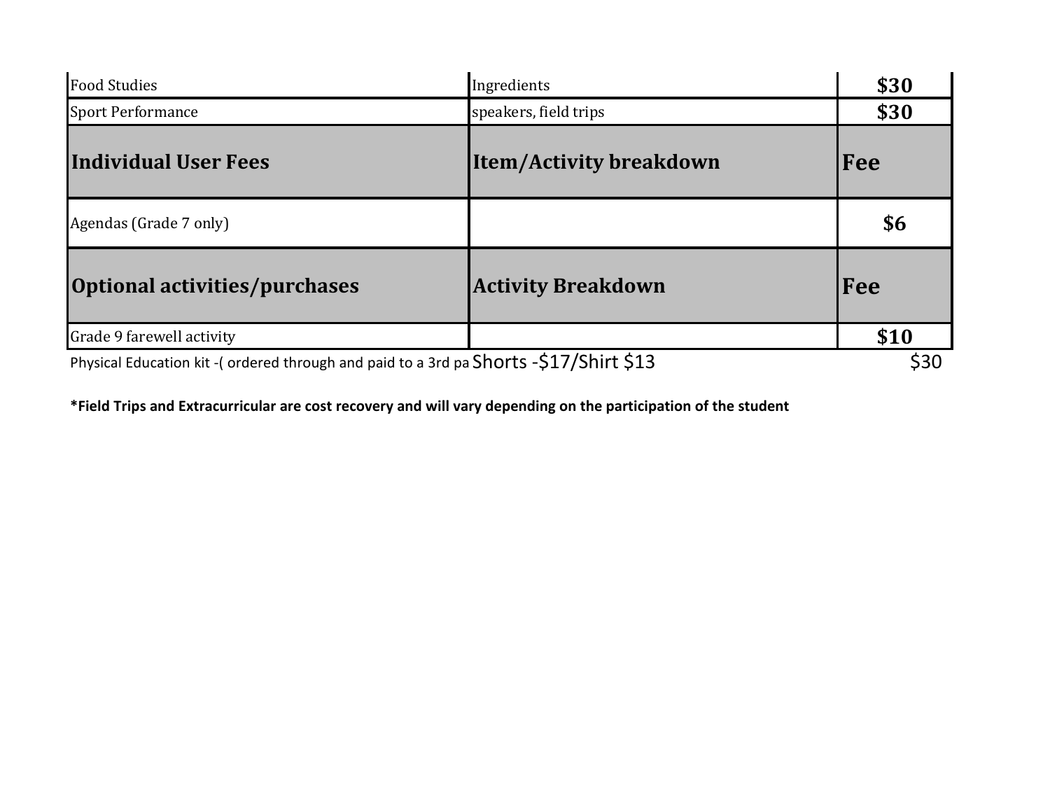| Food Studies | Ingredients | $30 |
|---|---|---|
| Sport Performance | speakers, field trips | $30 |
| **Individual User Fees** | **Item/Activity breakdown** | **Fee** |
| Agendas (Grade 7 only) | | $6 |
| **Optional activities/purchases** | **Activity Breakdown** | **Fee** |
| Grade 9 farewell activity | | $10 |
| Physical Education kit -( ordered through and paid to a 3rd pa | Shorts -$17/Shirt $13 | $30 |

**\*Field Trips and Extracurricular are cost recovery and will vary depending on the participation of the student**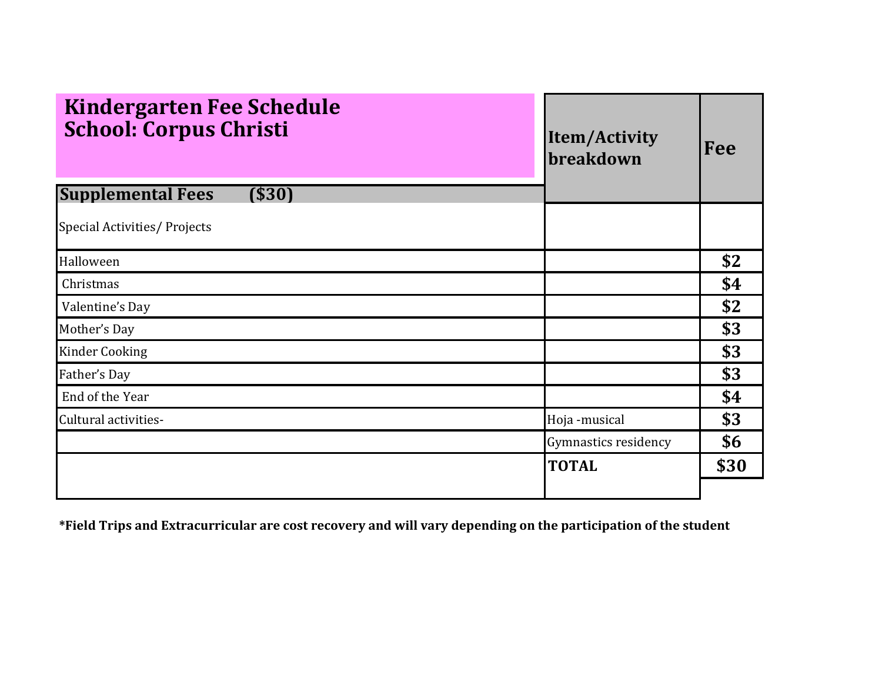# Kindergarten Fee Schedule
## School: Corpus Christi

| Supplemental Fees ($30) | Item/Activity breakdown | Fee |
| --- | --- | --- |
| Special Activities/ Projects | | |
| Halloween | | **$2** |
| Christmas | | **$4** |
| Valentine's Day | | **$2** |
| Mother's Day | | **$3** |
| Kinder Cooking | | **$3** |
| Father's Day | | **$3** |
| End of the Year | | **$4** |
| Cultural activities- | Hoja -musical | **$3** |
| | Gymnastics residency | **$6** |
| | **TOTAL** | **$30** |

**\*Field Trips and Extracurricular are cost recovery and will vary depending on the participation of the student**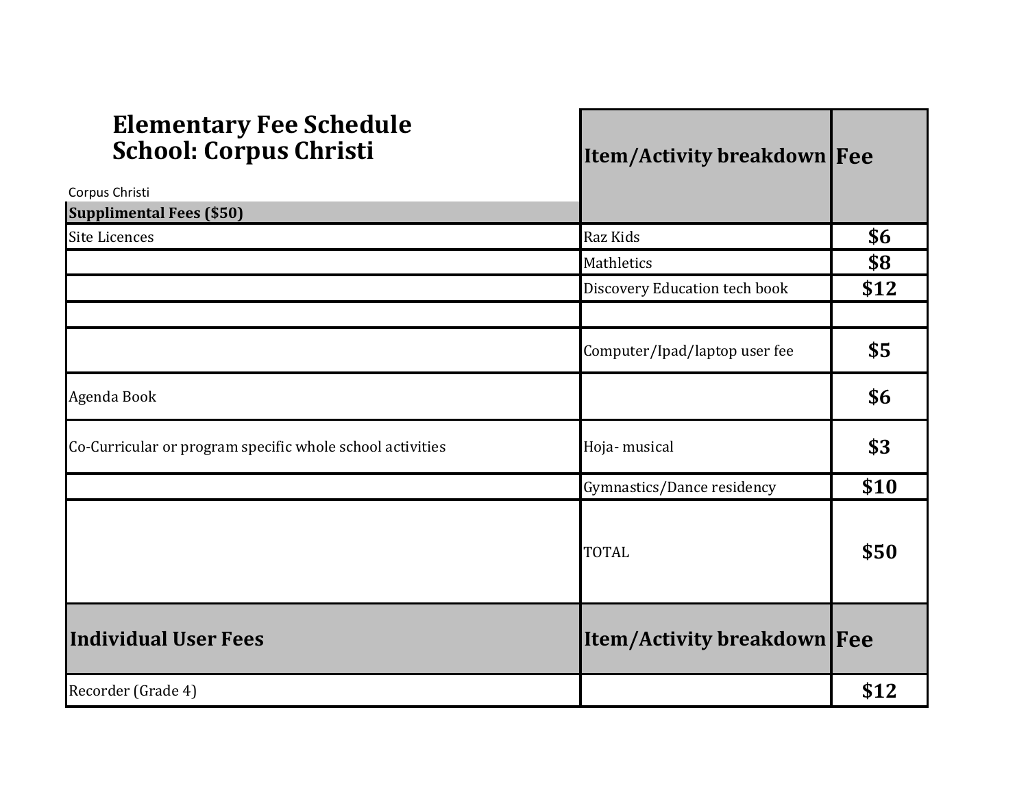# Elementary Fee Schedule
## School: Corpus Christi

Corpus Christi

| Supplimental Fees ($50) | Item/Activity breakdown | Fee |
|---|---|---|
| Site Licences | Raz Kids | $6 |
| | Mathletics | $8 |
| | Discovery Education tech book | $12 |
| | | |
| | Computer/Ipad/laptop user fee | $5 |
| Agenda Book | | $6 |
| Co-Curricular or program specific whole school activities | Hoja- musical | $3 |
| | Gymnastics/Dance residency | $10 |
| | TOTAL | $50 |

| Individual User Fees | Item/Activity breakdown | Fee |
|---|---|---|
| Recorder (Grade 4) | | $12 |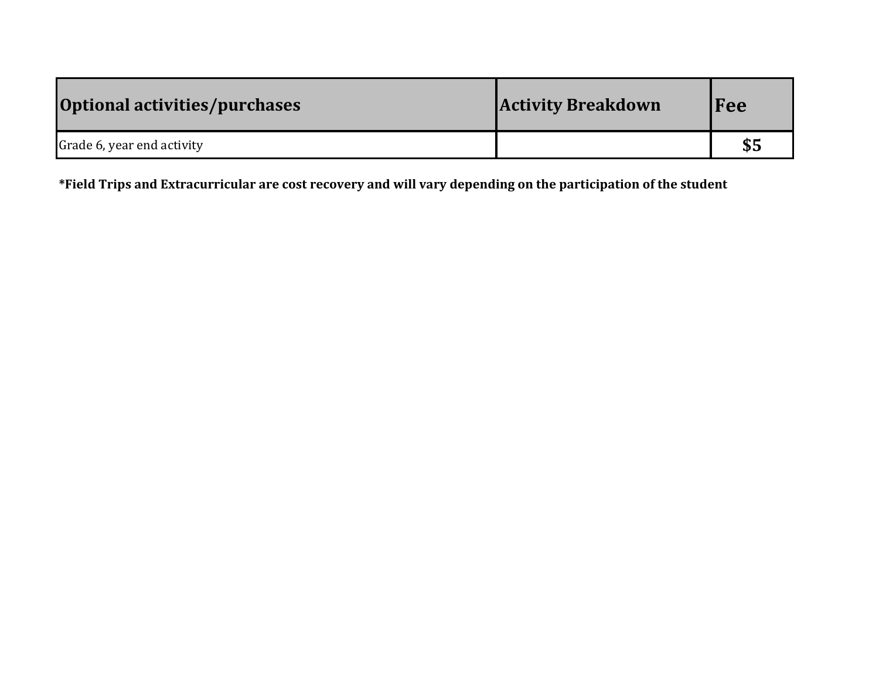| Optional activities/purchases | Activity Breakdown | Fee |
|---|---|---|
| Grade 6, year end activity | | $5 |

**\*Field Trips and Extracurricular are cost recovery and will vary depending on the participation of the student**